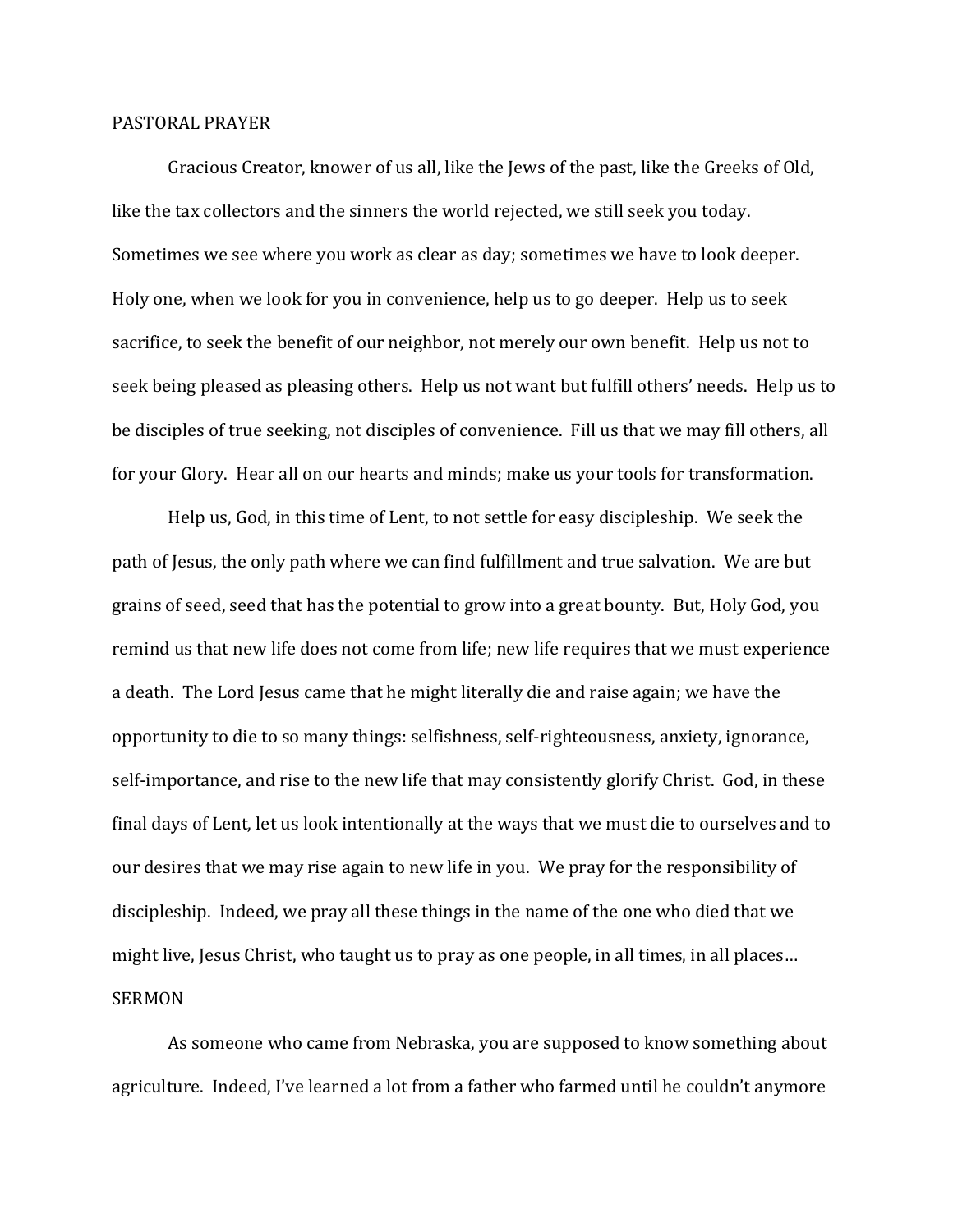## PASTORAL PRAYER

Gracious Creator, knower of us all, like the Jews of the past, like the Greeks of Old, like the tax collectors and the sinners the world rejected, we still seek you today. Sometimes we see where you work as clear as day; sometimes we have to look deeper. Holy one, when we look for you in convenience, help us to go deeper. Help us to seek sacrifice, to seek the benefit of our neighbor, not merely our own benefit. Help us not to seek being pleased as pleasing others. Help us not want but fulfill others' needs. Help us to be disciples of true seeking, not disciples of convenience. Fill us that we may fill others, all for your Glory. Hear all on our hearts and minds; make us your tools for transformation.

Help us, God, in this time of Lent, to not settle for easy discipleship. We seek the path of Jesus, the only path where we can find fulfillment and true salvation. We are but grains of seed, seed that has the potential to grow into a great bounty. But, Holy God, you remind us that new life does not come from life; new life requires that we must experience a death. The Lord Jesus came that he might literally die and raise again; we have the opportunity to die to so many things: selfishness, self-righteousness, anxiety, ignorance, self-importance, and rise to the new life that may consistently glorify Christ. God, in these final days of Lent, let us look intentionally at the ways that we must die to ourselves and to our desires that we may rise again to new life in you. We pray for the responsibility of discipleship. Indeed, we pray all these things in the name of the one who died that we might live, Jesus Christ, who taught us to pray as one people, in all times, in all places…

## SERMON

As someone who came from Nebraska, you are supposed to know something about agriculture. Indeed, I've learned a lot from a father who farmed until he couldn't anymore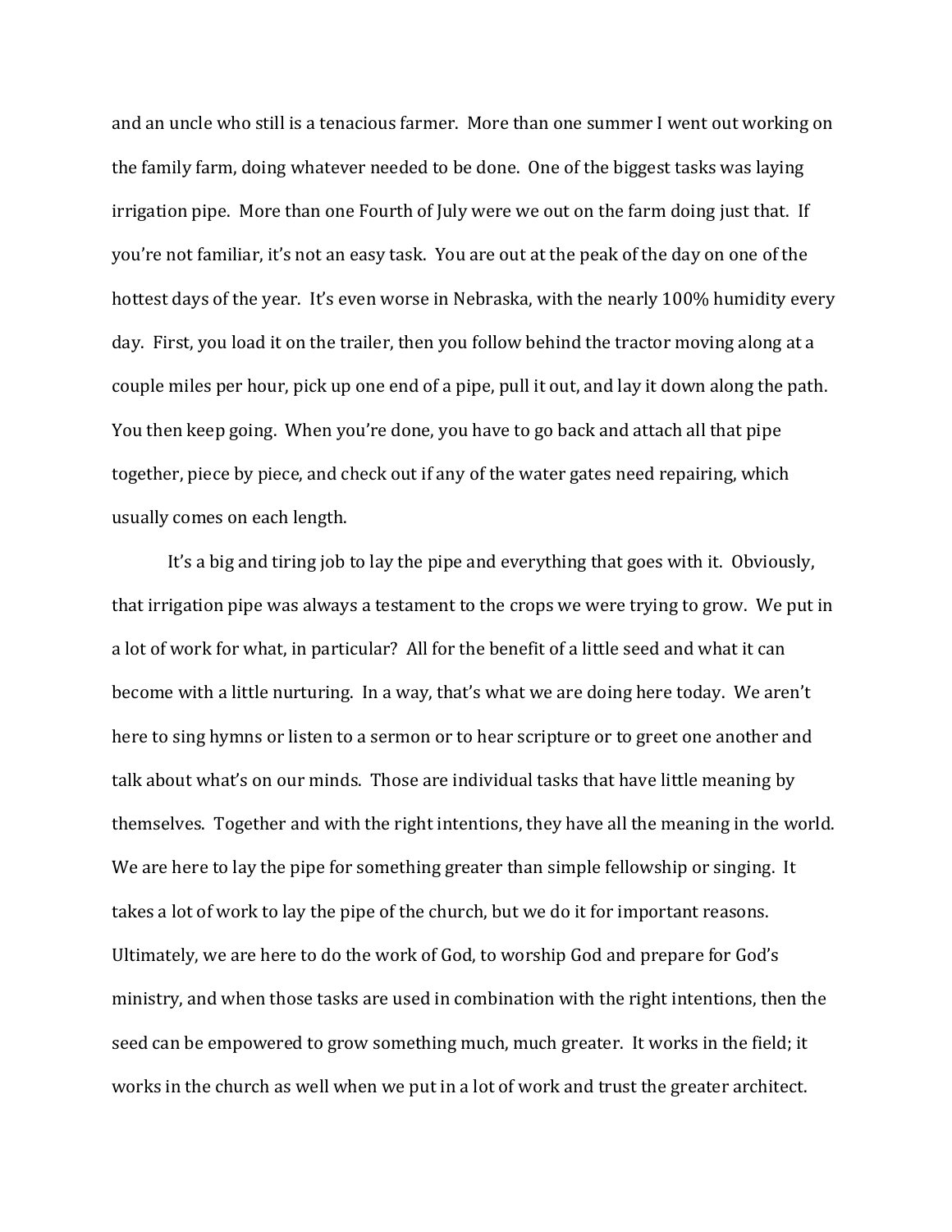and an uncle who still is a tenacious farmer. More than one summer I went out working on the family farm, doing whatever needed to be done. One of the biggest tasks was laying irrigation pipe. More than one Fourth of July were we out on the farm doing just that. If you're not familiar, it's not an easy task. You are out at the peak of the day on one of the hottest days of the year. It's even worse in Nebraska, with the nearly 100% humidity every day. First, you load it on the trailer, then you follow behind the tractor moving along at a couple miles per hour, pick up one end of a pipe, pull it out, and lay it down along the path. You then keep going. When you're done, you have to go back and attach all that pipe together, piece by piece, and check out if any of the water gates need repairing, which usually comes on each length.

It's a big and tiring job to lay the pipe and everything that goes with it. Obviously, that irrigation pipe was always a testament to the crops we were trying to grow. We put in a lot of work for what, in particular? All for the benefit of a little seed and what it can become with a little nurturing. In a way, that's what we are doing here today. We aren't here to sing hymns or listen to a sermon or to hear scripture or to greet one another and talk about what's on our minds. Those are individual tasks that have little meaning by themselves. Together and with the right intentions, they have all the meaning in the world. We are here to lay the pipe for something greater than simple fellowship or singing. It takes a lot of work to lay the pipe of the church, but we do it for important reasons. Ultimately, we are here to do the work of God, to worship God and prepare for God's ministry, and when those tasks are used in combination with the right intentions, then the seed can be empowered to grow something much, much greater. It works in the field; it works in the church as well when we put in a lot of work and trust the greater architect.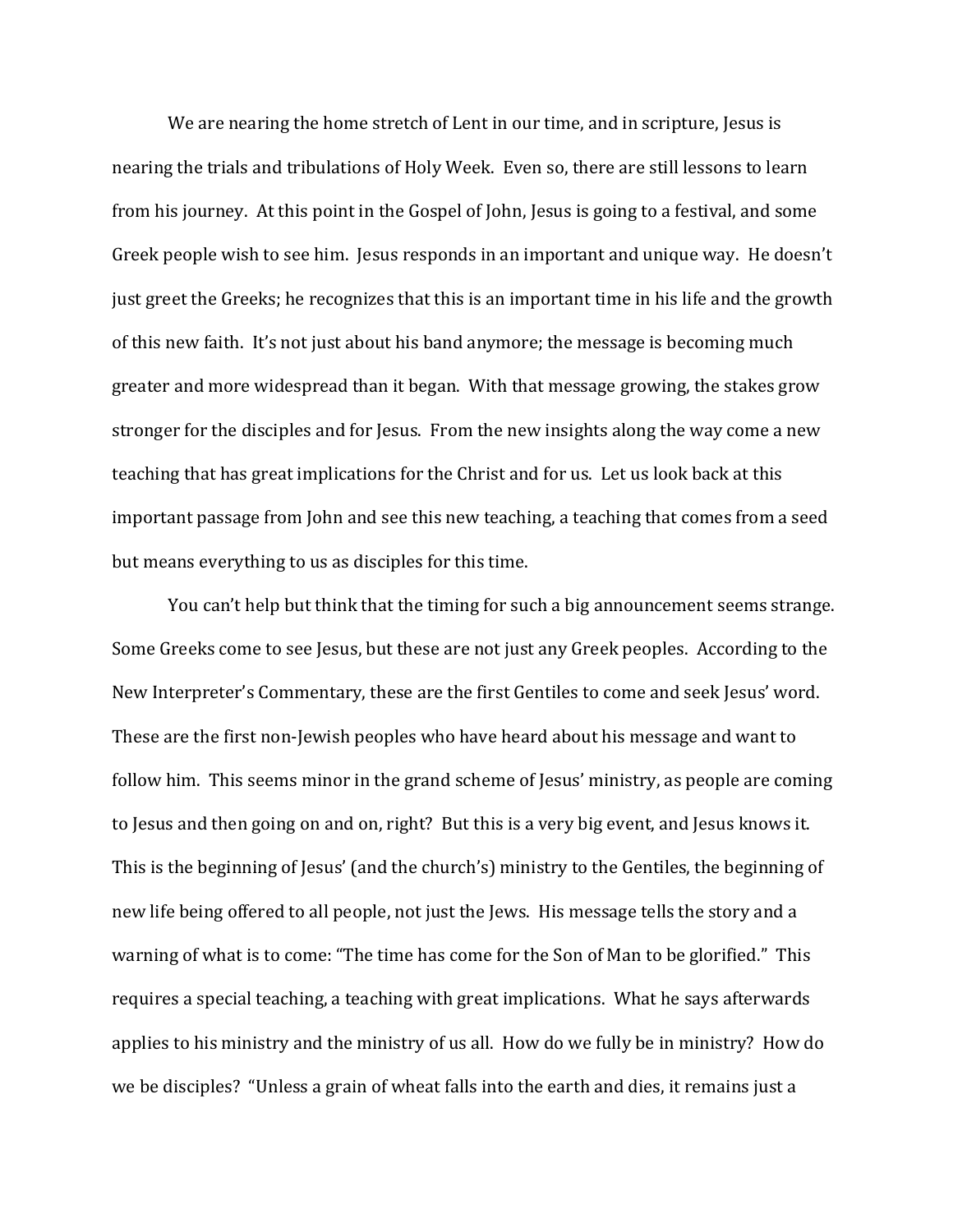We are nearing the home stretch of Lent in our time, and in scripture, Jesus is nearing the trials and tribulations of Holy Week. Even so, there are still lessons to learn from his journey. At this point in the Gospel of John, Jesus is going to a festival, and some Greek people wish to see him. Jesus responds in an important and unique way. He doesn't just greet the Greeks; he recognizes that this is an important time in his life and the growth of this new faith. It's not just about his band anymore; the message is becoming much greater and more widespread than it began. With that message growing, the stakes grow stronger for the disciples and for Jesus. From the new insights along the way come a new teaching that has great implications for the Christ and for us. Let us look back at this important passage from John and see this new teaching, a teaching that comes from a seed but means everything to us as disciples for this time.

You can't help but think that the timing for such a big announcement seems strange. Some Greeks come to see Jesus, but these are not just any Greek peoples. According to the New Interpreter's Commentary, these are the first Gentiles to come and seek Jesus' word. These are the first non-Jewish peoples who have heard about his message and want to follow him. This seems minor in the grand scheme of Jesus' ministry, as people are coming to Jesus and then going on and on, right? But this is a very big event, and Jesus knows it. This is the beginning of Jesus' (and the church's) ministry to the Gentiles, the beginning of new life being offered to all people, not just the Jews. His message tells the story and a warning of what is to come: "The time has come for the Son of Man to be glorified." This requires a special teaching, a teaching with great implications. What he says afterwards applies to his ministry and the ministry of us all. How do we fully be in ministry? How do we be disciples? "Unless a grain of wheat falls into the earth and dies, it remains just a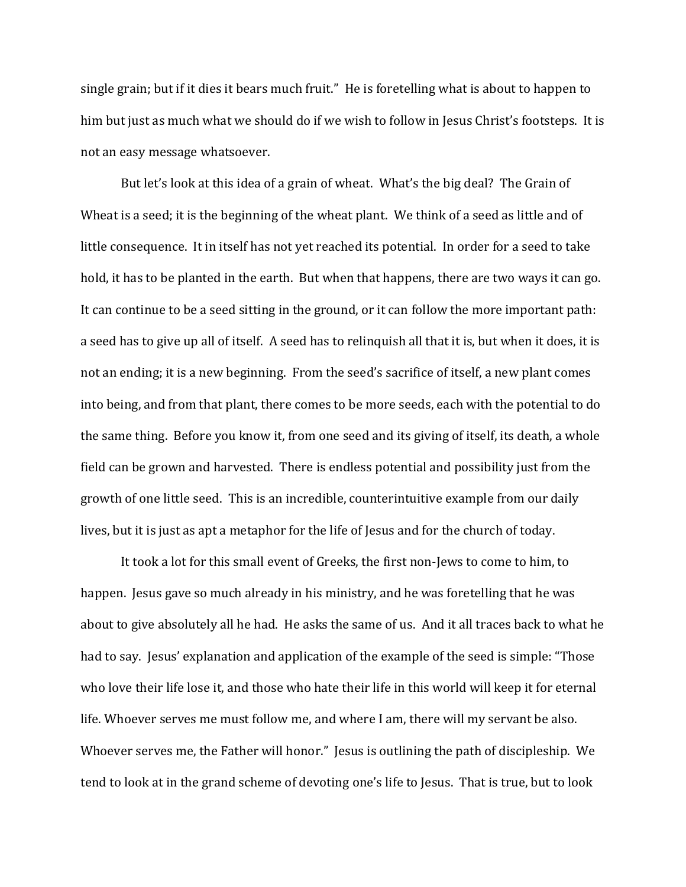single grain; but if it dies it bears much fruit." He is foretelling what is about to happen to him but just as much what we should do if we wish to follow in Jesus Christ's footsteps. It is not an easy message whatsoever.

But let's look at this idea of a grain of wheat. What's the big deal? The Grain of Wheat is a seed; it is the beginning of the wheat plant. We think of a seed as little and of little consequence. It in itself has not yet reached its potential. In order for a seed to take hold, it has to be planted in the earth. But when that happens, there are two ways it can go. It can continue to be a seed sitting in the ground, or it can follow the more important path: a seed has to give up all of itself. A seed has to relinquish all that it is, but when it does, it is not an ending; it is a new beginning. From the seed's sacrifice of itself, a new plant comes into being, and from that plant, there comes to be more seeds, each with the potential to do the same thing. Before you know it, from one seed and its giving of itself, its death, a whole field can be grown and harvested. There is endless potential and possibility just from the growth of one little seed. This is an incredible, counterintuitive example from our daily lives, but it is just as apt a metaphor for the life of Jesus and for the church of today.

It took a lot for this small event of Greeks, the first non-Jews to come to him, to happen. Jesus gave so much already in his ministry, and he was foretelling that he was about to give absolutely all he had. He asks the same of us. And it all traces back to what he had to say. Jesus' explanation and application of the example of the seed is simple: "Those who love their life lose it, and those who hate their life in this world will keep it for eternal life. Whoever serves me must follow me, and where I am, there will my servant be also. Whoever serves me, the Father will honor." Jesus is outlining the path of discipleship. We tend to look at in the grand scheme of devoting one's life to Jesus. That is true, but to look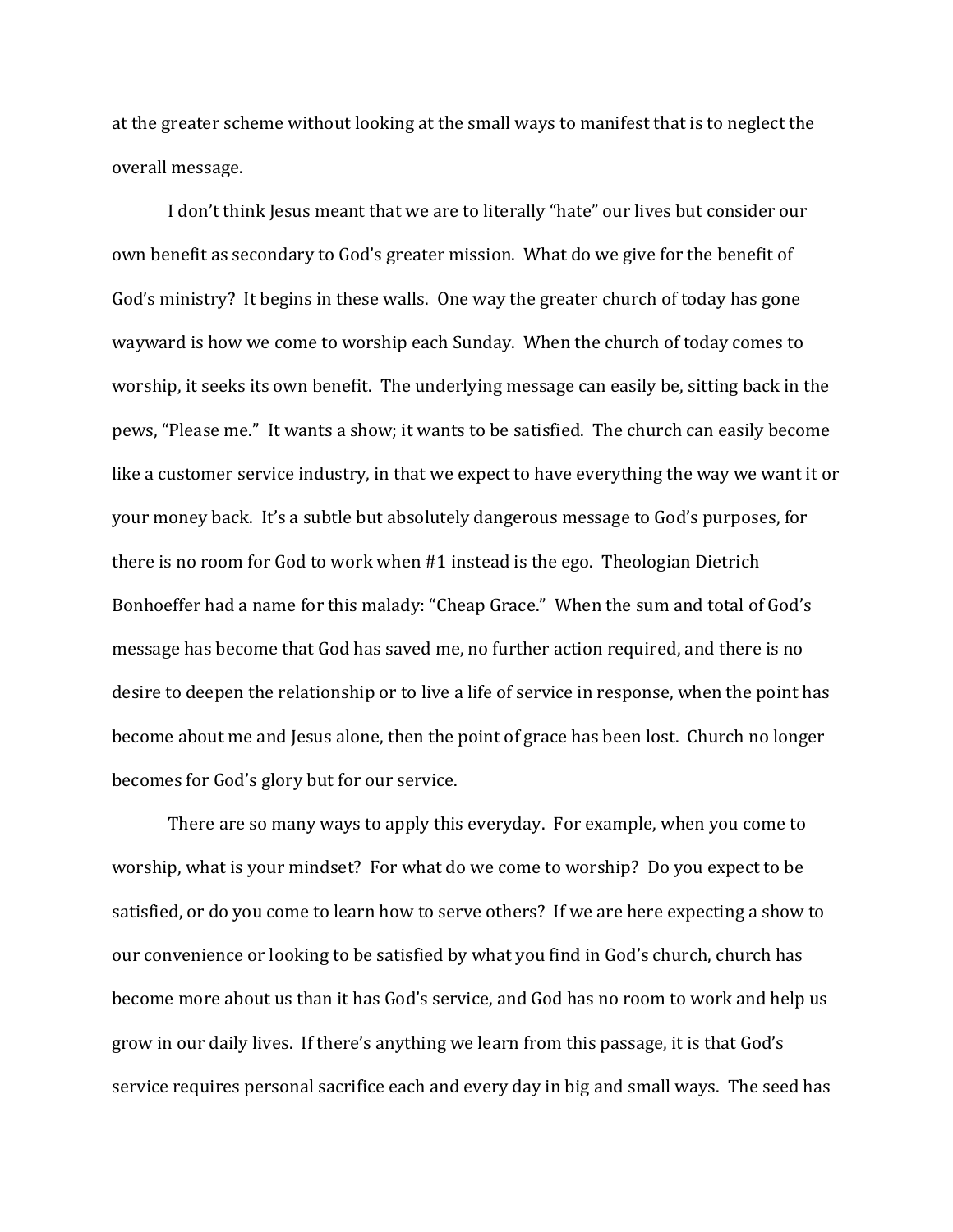at the greater scheme without looking at the small ways to manifest that is to neglect the overall message.

I don't think Jesus meant that we are to literally "hate" our lives but consider our own benefit as secondary to God's greater mission. What do we give for the benefit of God's ministry? It begins in these walls. One way the greater church of today has gone wayward is how we come to worship each Sunday. When the church of today comes to worship, it seeks its own benefit. The underlying message can easily be, sitting back in the pews, "Please me." It wants a show; it wants to be satisfied. The church can easily become like a customer service industry, in that we expect to have everything the way we want it or your money back. It's a subtle but absolutely dangerous message to God's purposes, for there is no room for God to work when #1 instead is the ego. Theologian Dietrich Bonhoeffer had a name for this malady: "Cheap Grace." When the sum and total of God's message has become that God has saved me, no further action required, and there is no desire to deepen the relationship or to live a life of service in response, when the point has become about me and Jesus alone, then the point of grace has been lost. Church no longer becomes for God's glory but for our service.

There are so many ways to apply this everyday. For example, when you come to worship, what is your mindset? For what do we come to worship? Do you expect to be satisfied, or do you come to learn how to serve others? If we are here expecting a show to our convenience or looking to be satisfied by what you find in God's church, church has become more about us than it has God's service, and God has no room to work and help us grow in our daily lives. If there's anything we learn from this passage, it is that God's service requires personal sacrifice each and every day in big and small ways. The seed has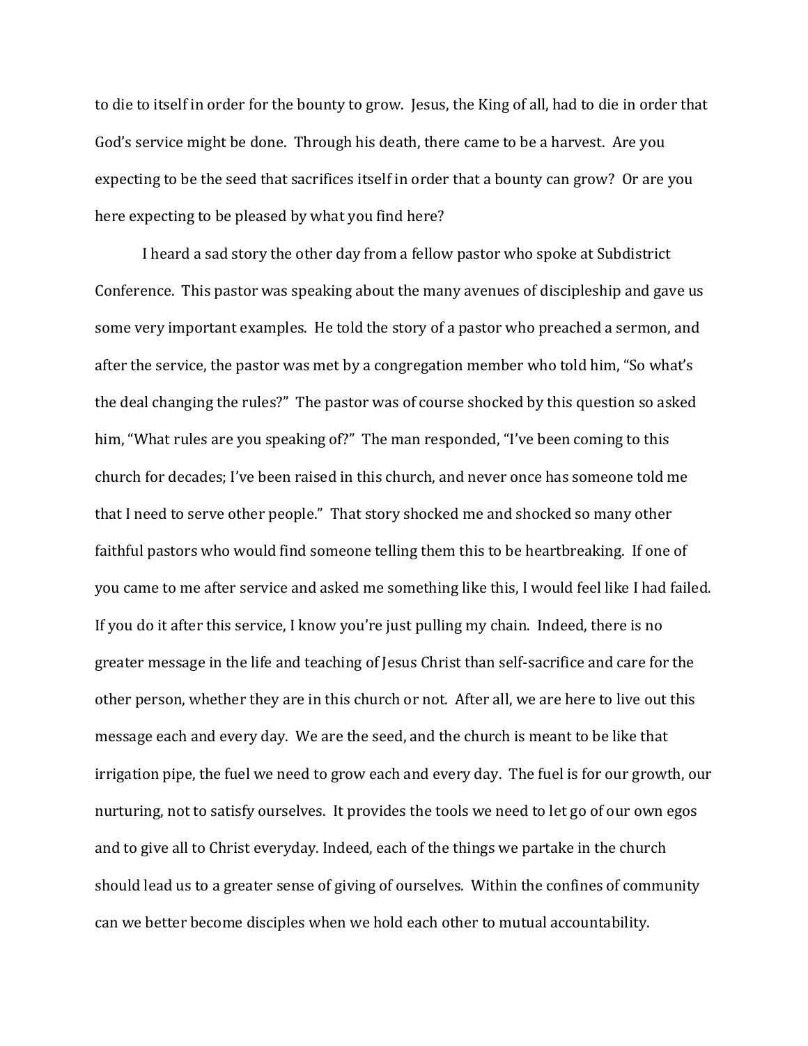to die to itself in order for the bounty to grow. Jesus, the King of all, had to die in order that God's service might be done. Through his death, there came to be a harvest. Are you expecting to be the seed that sacrifices itself in order that a bounty can grow? Or are you here expecting to be pleased by what you find here?

I heard a sad story the other day from a fellow pastor who spoke at Subdistrict Conference. This pastor was speaking about the many avenues of discipleship and gave us some very important examples. He told the story of a pastor who preached a sermon, and after the service, the pastor was met by a congregation member who told him, "So what's the deal changing the rules?" The pastor was of course shocked by this question so asked him, "What rules are you speaking of?" The man responded, "I've been coming to this church for decades; I've been raised in this church, and never once has someone told me that I need to serve other people." That story shocked me and shocked so many other faithful pastors who would find someone telling them this to be heartbreaking. If one of you came to me after service and asked me something like this, I would feel like I had failed. If you do it after this service, I know you're just pulling my chain. Indeed, there is no greater message in the life and teaching of Jesus Christ than self-sacrifice and care for the other person, whether they are in this church or not. After all, we are here to live out this message each and every day. We are the seed, and the church is meant to be like that irrigation pipe, the fuel we need to grow each and every day. The fuel is for our growth, our nurturing, not to satisfy ourselves. It provides the tools we need to let go of our own egos and to give all to Christ everyday. Indeed, each of the things we partake in the church should lead us to a greater sense of giving of ourselves. Within the confines of community can we better become disciples when we hold each other to mutual accountability.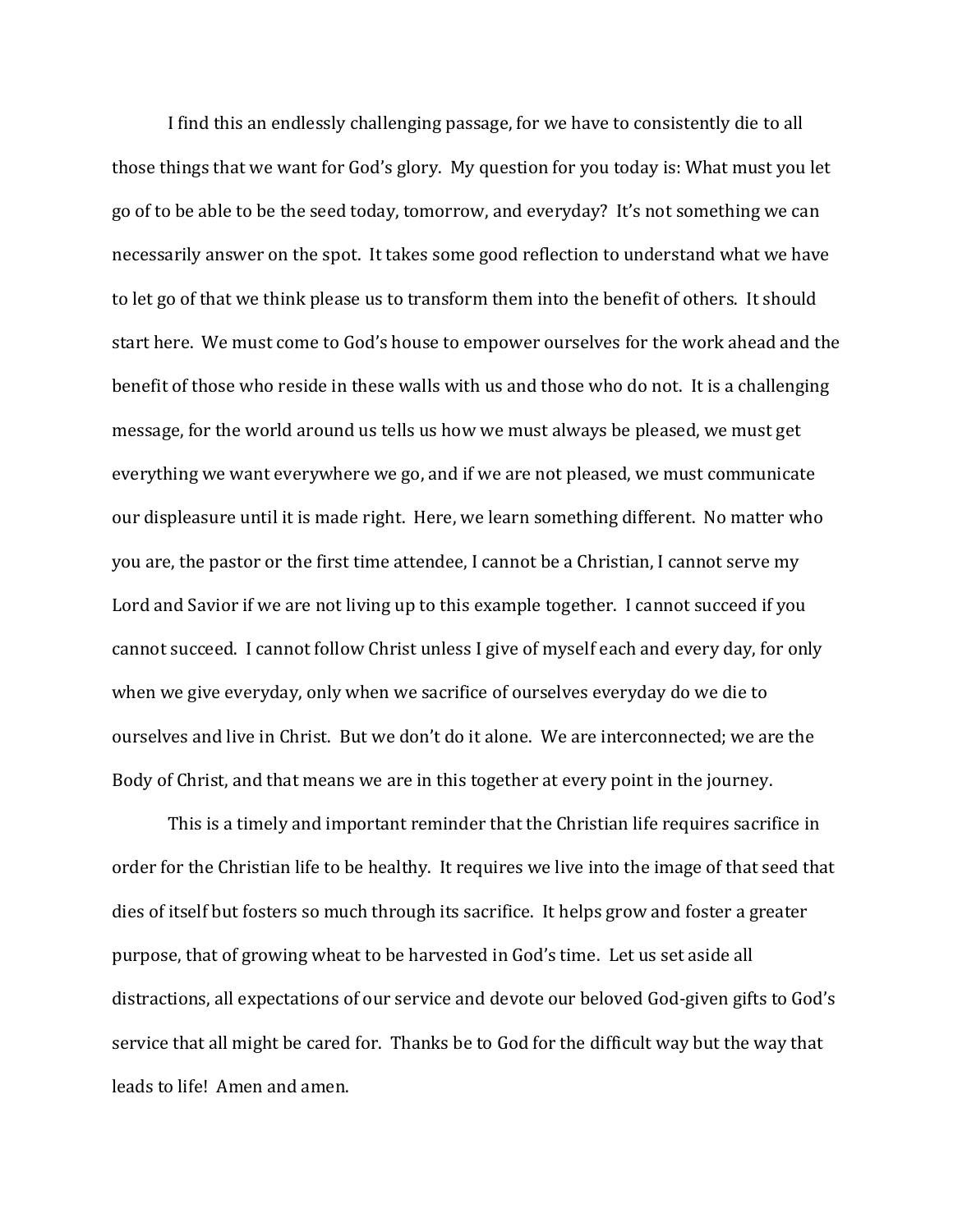I find this an endlessly challenging passage, for we have to consistently die to all those things that we want for God's glory. My question for you today is: What must you let go of to be able to be the seed today, tomorrow, and everyday? It's not something we can necessarily answer on the spot. It takes some good reflection to understand what we have to let go of that we think please us to transform them into the benefit of others. It should start here. We must come to God's house to empower ourselves for the work ahead and the benefit of those who reside in these walls with us and those who do not. It is a challenging message, for the world around us tells us how we must always be pleased, we must get everything we want everywhere we go, and if we are not pleased, we must communicate our displeasure until it is made right. Here, we learn something different. No matter who you are, the pastor or the first time attendee, I cannot be a Christian, I cannot serve my Lord and Savior if we are not living up to this example together. I cannot succeed if you cannot succeed. I cannot follow Christ unless I give of myself each and every day, for only when we give everyday, only when we sacrifice of ourselves everyday do we die to ourselves and live in Christ. But we don't do it alone. We are interconnected; we are the Body of Christ, and that means we are in this together at every point in the journey.

This is a timely and important reminder that the Christian life requires sacrifice in order for the Christian life to be healthy. It requires we live into the image of that seed that dies of itself but fosters so much through its sacrifice. It helps grow and foster a greater purpose, that of growing wheat to be harvested in God's time. Let us set aside all distractions, all expectations of our service and devote our beloved God-given gifts to God's service that all might be cared for. Thanks be to God for the difficult way but the way that leads to life! Amen and amen.